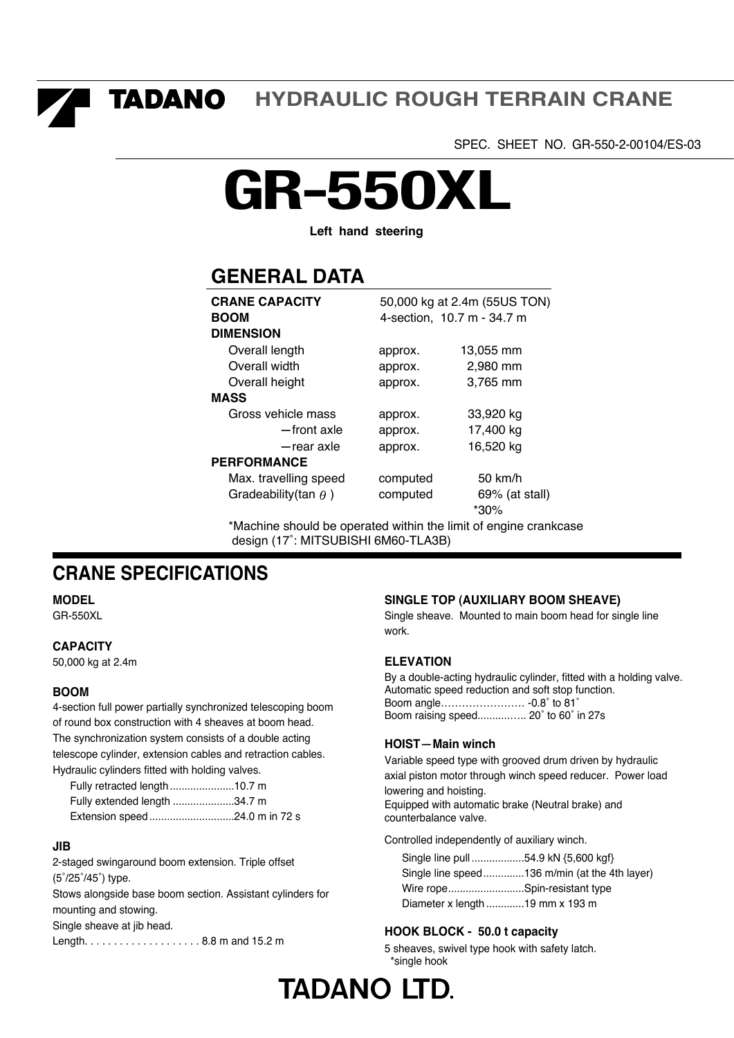**TADANO** HYDRAULIC ROUGH TERRAIN CRANE

SPEC. SHEET NO. GR-550-2-00104/ES-03

# GR-550XL

**Left hand steering**

## GENERAL DATA

| | | |
|---|---|---|
| **CRANE CAPACITY** | 50,000 kg at 2.4m (55US TON) | |
| **BOOM** | 4-section, 10.7 m - 34.7 m | |
| **DIMENSION** | | |
| Overall length | approx. | 13,055 mm |
| Overall width | approx. | 2,980 mm |
| Overall height | approx. | 3,765 mm |
| **MASS** | | |
| Gross vehicle mass | approx. | 33,920 kg |
| —front axle | approx. | 17,400 kg |
| —rear axle | approx. | 16,520 kg |
| **PERFORMANCE** | | |
| Max. travelling speed | computed | 50 km/h |
| Gradeability(tan $\theta$) | computed | 69% (at stall) *30% |

*Machine should be operated within the limit of engine crankcase design (17˚: MITSUBISHI 6M60-TLA3B)

## CRANE SPECIFICATIONS

### MODEL

GR-550XL

### CAPACITY

50,000 kg at 2.4m

### BOOM

4-section full power partially synchronized telescoping boom of round box construction with 4 sheaves at boom head. The synchronization system consists of a double acting telescope cylinder, extension cables and retraction cables. Hydraulic cylinders fitted with holding valves.

- Fully retracted length......................10.7 m
- Fully extended length .....................34.7 m
- Extension speed.............................24.0 m in 72 s

### JIB

2-staged swingaround boom extension. Triple offset (5˚/25˚/45˚) type.
Stows alongside base boom section. Assistant cylinders for mounting and stowing.
Single sheave at jib head.
Length. . . . . . . . . . . . . . . . . . . . 8.8 m and 15.2 m

### SINGLE TOP (AUXILIARY BOOM SHEAVE)

Single sheave. Mounted to main boom head for single line work.

### ELEVATION

By a double-acting hydraulic cylinder, fitted with a holding valve.
Automatic speed reduction and soft stop function.
Boom angle…………………… -0.8˚ to 81˚
Boom raising speed.............. 20˚ to 60˚ in 27s

### HOIST—Main winch

Variable speed type with grooved drum driven by hydraulic axial piston motor through winch speed reducer. Power load lowering and hoisting.
Equipped with automatic brake (Neutral brake) and counterbalance valve.

Controlled independently of auxiliary winch.

- Single line pull ..................54.9 kN {5,600 kgf}
- Single line speed..............136 m/min (at the 4th layer)
- Wire rope..........................Spin-resistant type
- Diameter x length .............19 mm x 193 m

### HOOK BLOCK - 50.0 t capacity

5 sheaves, swivel type hook with safety latch.
*single hook

**TADANO LTD.**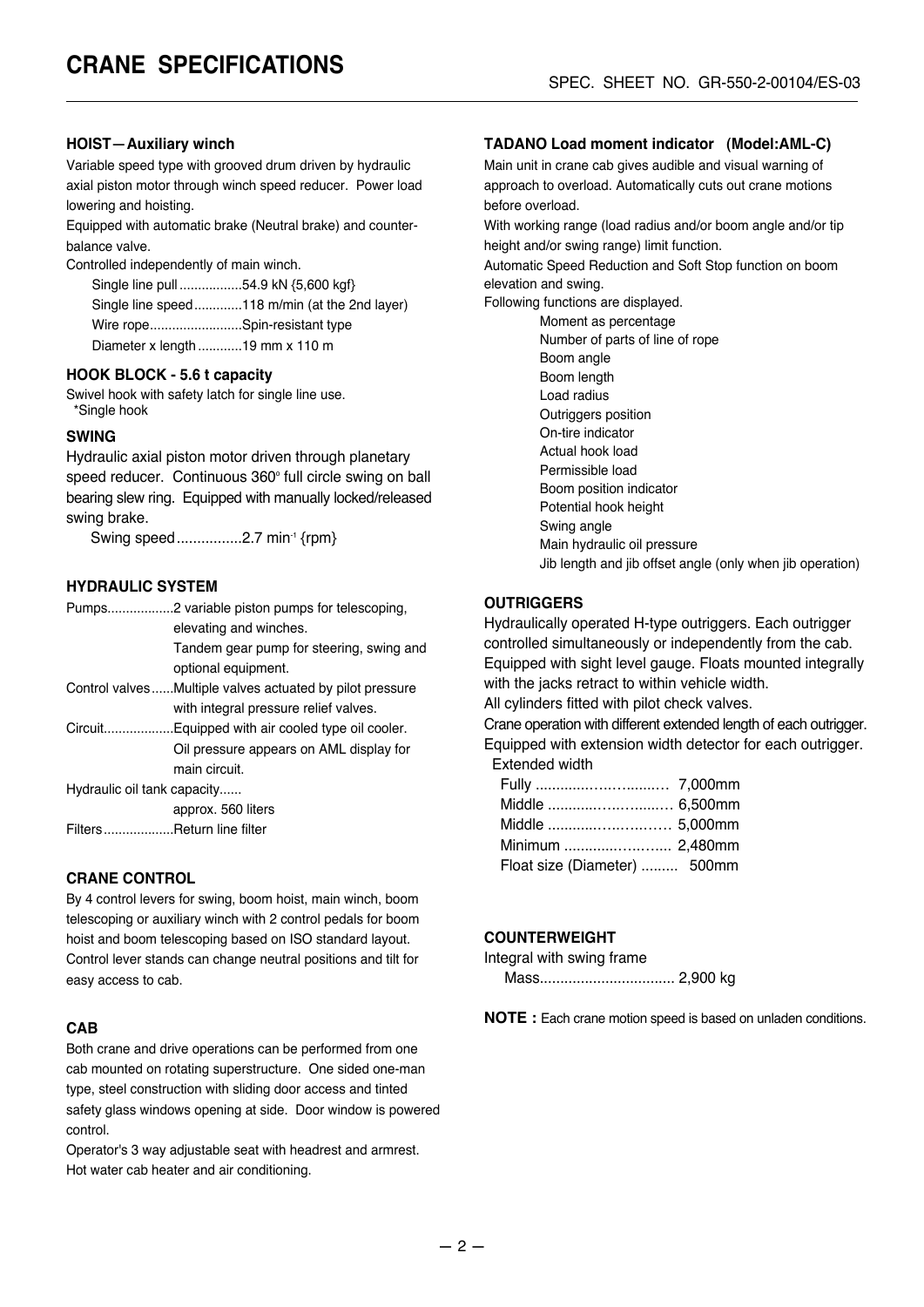# CRANE SPECIFICATIONS

SPEC. SHEET NO. GR-550-2-00104/ES-03

### HOIST—Auxiliary winch

Variable speed type with grooved drum driven by hydraulic axial piston motor through winch speed reducer. Power load lowering and hoisting.

Equipped with automatic brake (Neutral brake) and counter-balance valve.

Controlled independently of main winch.

Single line pull .................54.9 kN {5,600 kgf}
Single line speed.............118 m/min (at the 2nd layer)
Wire rope.........................Spin-resistant type
Diameter x length............19 mm x 110 m

### HOOK BLOCK - 5.6 t capacity

Swivel hook with safety latch for single line use.
*Single hook

### SWING

Hydraulic axial piston motor driven through planetary speed reducer. Continuous 360° full circle swing on ball bearing slew ring. Equipped with manually locked/released swing brake.

Swing speed................2.7 min$^{-1}$ {rpm}

### HYDRAULIC SYSTEM

Pumps..................2 variable piston pumps for telescoping, elevating and winches.
Tandem gear pump for steering, swing and optional equipment.

Control valves......Multiple valves actuated by pilot pressure with integral pressure relief valves.

Circuit...................Equipped with air cooled type oil cooler. Oil pressure appears on AML display for main circuit.

Hydraulic oil tank capacity......
approx. 560 liters

Filters...................Return line filter

### CRANE CONTROL

By 4 control levers for swing, boom hoist, main winch, boom telescoping or auxiliary winch with 2 control pedals for boom hoist and boom telescoping based on ISO standard layout. Control lever stands can change neutral positions and tilt for easy access to cab.

### CAB

Both crane and drive operations can be performed from one cab mounted on rotating superstructure. One sided one-man type, steel construction with sliding door access and tinted safety glass windows opening at side. Door window is powered control.

Operator's 3 way adjustable seat with headrest and armrest. Hot water cab heater and air conditioning.

### TADANO Load moment indicator (Model:AML-C)

Main unit in crane cab gives audible and visual warning of approach to overload. Automatically cuts out crane motions before overload.

With working range (load radius and/or boom angle and/or tip height and/or swing range) limit function.

Automatic Speed Reduction and Soft Stop function on boom elevation and swing.

Following functions are displayed.

- Moment as percentage
- Number of parts of line of rope
- Boom angle
- Boom length
- Load radius
- Outriggers position
- On-tire indicator
- Actual hook load
- Permissible load
- Boom position indicator
- Potential hook height
- Swing angle
- Main hydraulic oil pressure
- Jib length and jib offset angle (only when jib operation)

### OUTRIGGERS

Hydraulically operated H-type outriggers. Each outrigger controlled simultaneously or independently from the cab. Equipped with sight level gauge. Floats mounted integrally with the jacks retract to within vehicle width.

All cylinders fitted with pilot check valves.

Crane operation with different extended length of each outrigger.

Equipped with extension width detector for each outrigger.

Extended width

Fully ............................ 7,000mm
Middle .......................... 6,500mm
Middle .......................... 5,000mm
Minimum ....................... 2,480mm
Float size (Diameter) ......... 500mm

### COUNTERWEIGHT

Integral with swing frame

Mass................................ 2,900 kg

**NOTE :** Each crane motion speed is based on unladen conditions.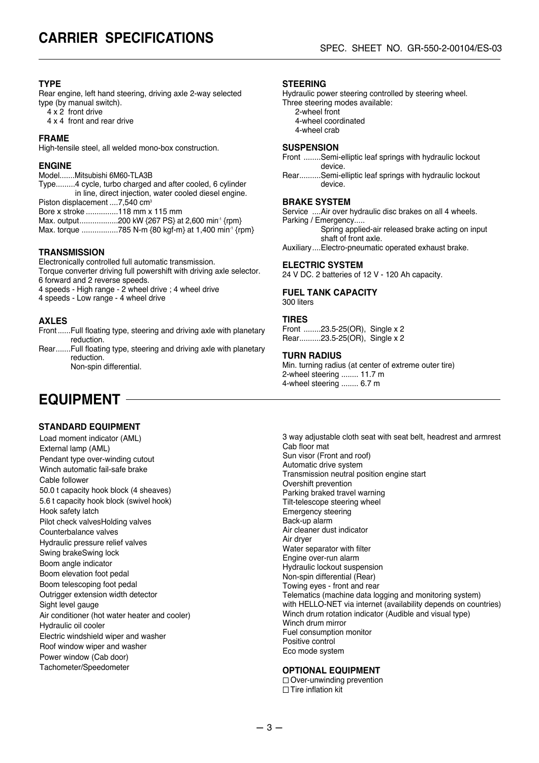# CARRIER SPECIFICATIONS

SPEC. SHEET NO. GR-550-2-00104/ES-03

### TYPE

Rear engine, left hand steering, driving axle 2-way selected type (by manual switch).
4 x 2 front drive
4 x 4 front and rear drive

### FRAME

High-tensile steel, all welded mono-box construction.

### ENGINE

Model.......Mitsubishi 6M60-TLA3B
Type.........4 cycle, turbo charged and after cooled, 6 cylinder in line, direct injection, water cooled diesel engine.
Piston displacement ....7,540 cm$^3$
Bore x stroke ...............118 mm x 115 mm
Max. output..................200 kW {267 PS} at 2,600 min$^{-1}$ {rpm}
Max. torque .................785 N-m {80 kgf-m} at 1,400 min$^{-1}$ {rpm}

### TRANSMISSION

Electronically controlled full automatic transmission.
Torque converter driving full powershift with driving axle selector.
6 forward and 2 reverse speeds.
4 speeds - High range - 2 wheel drive ; 4 wheel drive
4 speeds - Low range - 4 wheel drive

### AXLES

Front......Full floating type, steering and driving axle with planetary reduction.
Rear.......Full floating type, steering and driving axle with planetary reduction.
Non-spin differential.

### STEERING

Hydraulic power steering controlled by steering wheel.
Three steering modes available:
2-wheel front
4-wheel coordinated
4-wheel crab

### SUSPENSION

Front ........Semi-elliptic leaf springs with hydraulic lockout device.
Rear..........Semi-elliptic leaf springs with hydraulic lockout device.

### BRAKE SYSTEM

Service ....Air over hydraulic disc brakes on all 4 wheels.
Parking / Emergency.....
Spring applied-air released brake acting on input shaft of front axle.
Auxiliary....Electro-pneumatic operated exhaust brake.

### ELECTRIC SYSTEM

24 V DC. 2 batteries of 12 V - 120 Ah capacity.

### FUEL TANK CAPACITY

300 liters

### TIRES

Front ........23.5-25(OR), Single x 2
Rear..........23.5-25(OR), Single x 2

### TURN RADIUS

Min. turning radius (at center of extreme outer tire)
2-wheel steering ........ 11.7 m
4-wheel steering ........ 6.7 m

# EQUIPMENT

### STANDARD EQUIPMENT

Load moment indicator (AML)
External lamp (AML)
Pendant type over-winding cutout
Winch automatic fail-safe brake
Cable follower
50.0 t capacity hook block (4 sheaves)
5.6 t capacity hook block (swivel hook)
Hook safety latch
Pilot check valvesHolding valves
Counterbalance valves
Hydraulic pressure relief valves
Swing brakeSwing lock
Boom angle indicator
Boom elevation foot pedal
Boom telescoping foot pedal
Outrigger extension width detector
Sight level gauge
Air conditioner (hot water heater and cooler)
Hydraulic oil cooler
Electric windshield wiper and washer
Roof window wiper and washer
Power window (Cab door)
Tachometer/Speedometer
3 way adjustable cloth seat with seat belt, headrest and armrest
Cab floor mat
Sun visor (Front and roof)
Automatic drive system
Transmission neutral position engine start
Overshift prevention
Parking braked travel warning
Tilt-telescope steering wheel
Emergency steering
Back-up alarm
Air cleaner dust indicator
Air dryer
Water separator with filter
Engine over-run alarm
Hydraulic lockout suspension
Non-spin differential (Rear)
Towing eyes - front and rear
Telematics (machine data logging and monitoring system)
with HELLO-NET via internet (availability depends on countries)
Winch drum rotation indicator (Audible and visual type)
Winch drum mirror
Fuel consumption monitor
Positive control
Eco mode system

### OPTIONAL EQUIPMENT

□ Over-unwinding prevention
□ Tire inflation kit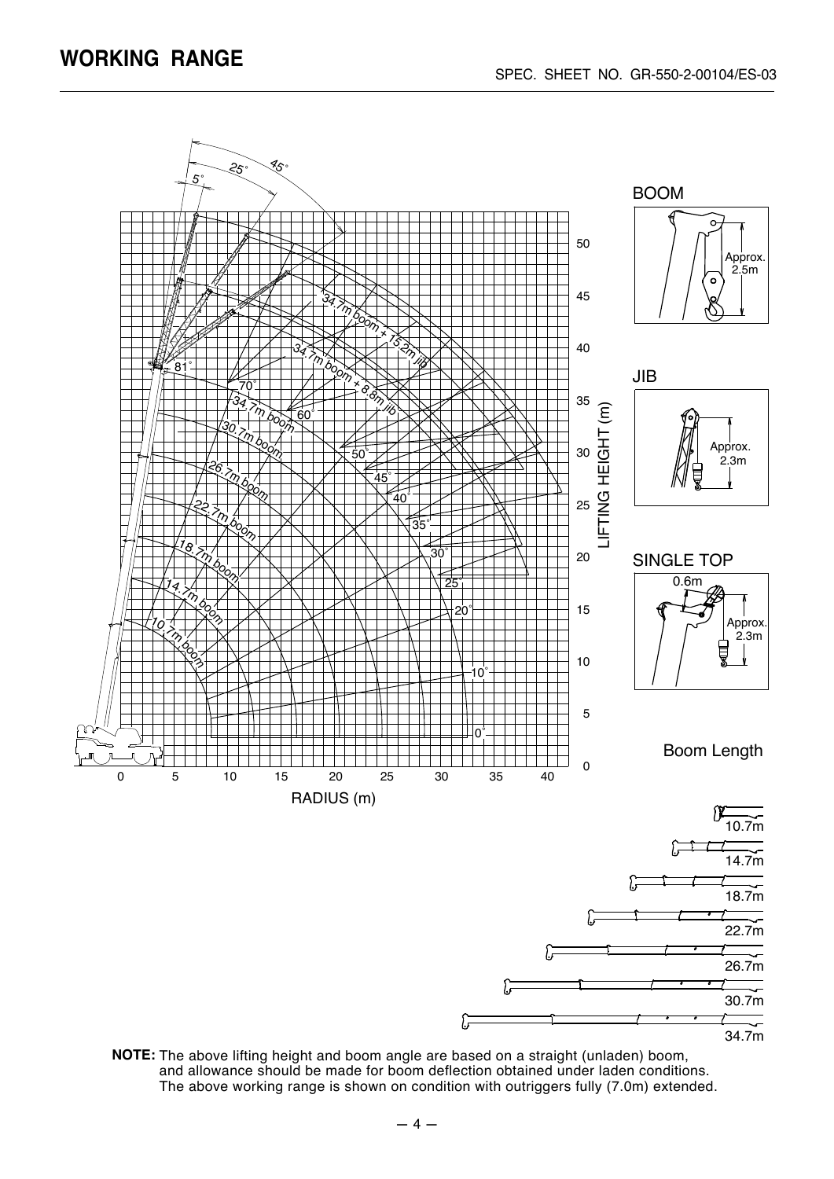# WORKING RANGE

SPEC. SHEET NO. GR-550-2-00104/ES-03

BOOM

Approx. 2.5m

JIB

Approx. 2.3m

SINGLE TOP

0.6m

Approx. 2.3m

Boom Length

10.7m

14.7m

18.7m

22.7m

26.7m

30.7m

34.7m

**NOTE:** The above lifting height and boom angle are based on a straight (unladen) boom, and allowance should be made for boom deflection obtained under laden conditions. The above working range is shown on condition with outriggers fully (7.0m) extended.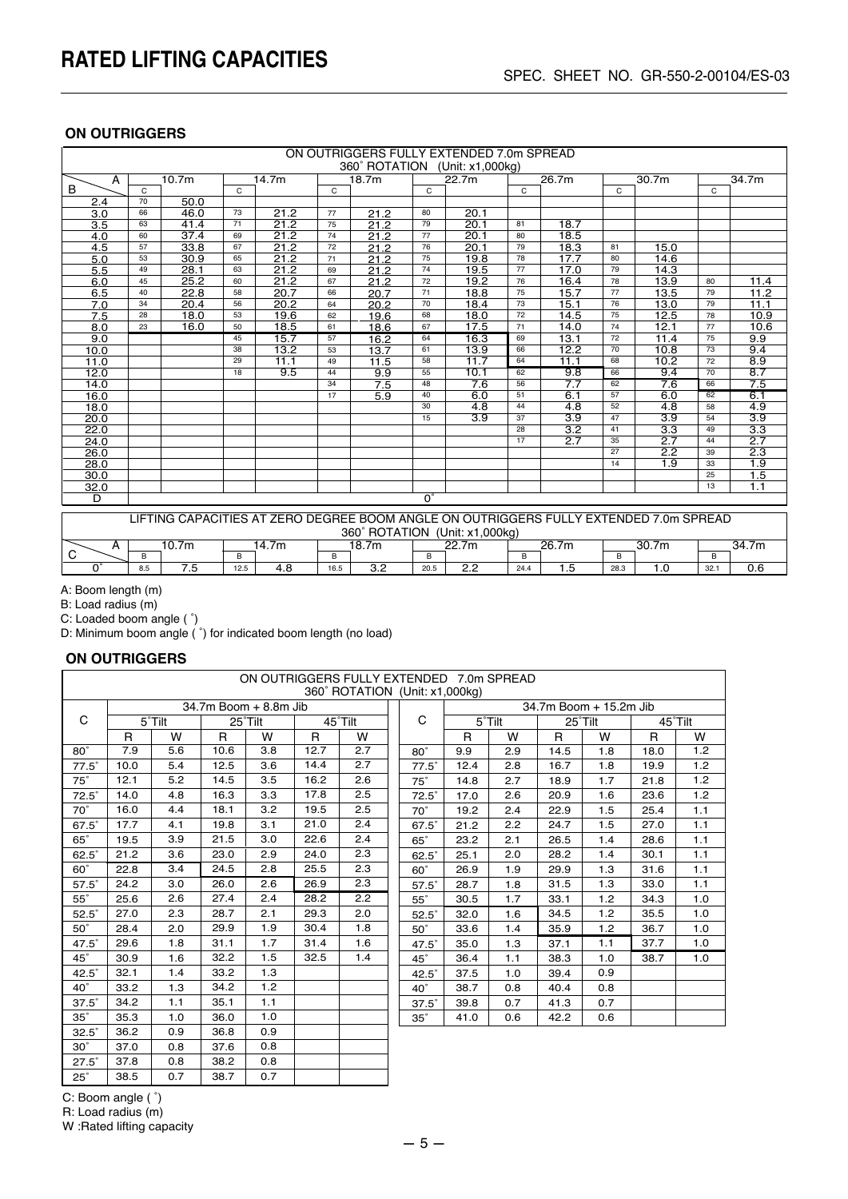# RATED LIFTING CAPACITIES

### ON OUTRIGGERS

ON OUTRIGGERS FULLY EXTENDED 7.0m SPREAD
360˚ ROTATION (Unit: x1,000kg)

| B \ A | C | 10.7m | C | 14.7m | C | 18.7m | C | 22.7m | C | 26.7m | C | 30.7m | C | 34.7m |
|---|---|---|---|---|---|---|---|---|---|---|---|---|---|---|
| 2.4 | 70 | 50.0 | | | | | | | | | | | | |
| 3.0 | 66 | 46.0 | 73 | 21.2 | 77 | 21.2 | 80 | 20.1 | | | | | | |
| 3.5 | 63 | 41.4 | 71 | 21.2 | 75 | 21.2 | 79 | 20.1 | 81 | 18.7 | | | | |
| 4.0 | 60 | 37.4 | 69 | 21.2 | 74 | 21.2 | 77 | 20.1 | 80 | 18.5 | | | | |
| 4.5 | 57 | 33.8 | 67 | 21.2 | 72 | 21.2 | 76 | 20.1 | 79 | 18.3 | 81 | 15.0 | | |
| 5.0 | 53 | 30.9 | 65 | 21.2 | 71 | 21.2 | 75 | 19.8 | 78 | 17.7 | 80 | 14.6 | | |
| 5.5 | 49 | 28.1 | 63 | 21.2 | 69 | 21.2 | 74 | 19.5 | 77 | 17.0 | 79 | 14.3 | | |
| 6.0 | 45 | 25.2 | 60 | 21.2 | 67 | 21.2 | 72 | 19.2 | 76 | 16.4 | 78 | 13.9 | 80 | 11.4 |
| 6.5 | 40 | 22.8 | 58 | 20.7 | 66 | 20.7 | 71 | 18.8 | 75 | 15.7 | 77 | 13.5 | 79 | 11.2 |
| 7.0 | 34 | 20.4 | 56 | 20.2 | 64 | 20.2 | 70 | 18.4 | 73 | 15.1 | 76 | 13.0 | 79 | 11.1 |
| 7.5 | 28 | 18.0 | 53 | 19.6 | 62 | 19.6 | 68 | 18.0 | 72 | 14.5 | 75 | 12.5 | 78 | 10.9 |
| 8.0 | 23 | 16.0 | 50 | 18.5 | 61 | 18.6 | 67 | 17.5 | 71 | 14.0 | 74 | 12.1 | 77 | 10.6 |
| 9.0 | | | 45 | 15.7 | 57 | 16.2 | 64 | 16.3 | 69 | 13.1 | 72 | 11.4 | 75 | 9.9 |
| 10.0 | | | 38 | 13.2 | 53 | 13.7 | 61 | 13.9 | 66 | 12.2 | 70 | 10.8 | 73 | 9.4 |
| 11.0 | | | 29 | 11.1 | 49 | 11.5 | 58 | 11.7 | 64 | 11.1 | 68 | 10.2 | 72 | 8.9 |
| 12.0 | | | 18 | 9.5 | 44 | 9.9 | 55 | 10.1 | 62 | 9.8 | 66 | 9.4 | 70 | 8.7 |
| 14.0 | | | | | 34 | 7.5 | 48 | 7.6 | 56 | 7.7 | 62 | 7.6 | 66 | 7.5 |
| 16.0 | | | | | 17 | 5.9 | 40 | 6.0 | 51 | 6.1 | 57 | 6.0 | 62 | 6.1 |
| 18.0 | | | | | | | 30 | 4.8 | 44 | 4.8 | 52 | 4.8 | 58 | 4.9 |
| 20.0 | | | | | | | 15 | 3.9 | 37 | 3.9 | 47 | 3.9 | 54 | 3.9 |
| 22.0 | | | | | | | | | 28 | 3.2 | 41 | 3.3 | 49 | 3.3 |
| 24.0 | | | | | | | | | 17 | 2.7 | 35 | 2.7 | 44 | 2.7 |
| 26.0 | | | | | | | | | | | 27 | 2.2 | 39 | 2.3 |
| 28.0 | | | | | | | | | | | 14 | 1.9 | 33 | 1.9 |
| 30.0 | | | | | | | | | | | | | 25 | 1.5 |
| 32.0 | | | | | | | | | | | | | 13 | 1.1 |
| D | 0˚ | | | | | | | | | | | | | |

LIFTING CAPACITIES AT ZERO DEGREE BOOM ANGLE ON OUTRIGGERS FULLY EXTENDED 7.0m SPREAD
360˚ ROTATION (Unit: x1,000kg)

| C \ A | B | 10.7m | B | 14.7m | B | 18.7m | B | 22.7m | B | 26.7m | B | 30.7m | B | 34.7m |
|---|---|---|---|---|---|---|---|---|---|---|---|---|---|---|
| 0˚ | 8.5 | 7.5 | 12.5 | 4.8 | 16.5 | 3.2 | 20.5 | 2.2 | 24.4 | 1.5 | 28.3 | 1.0 | 32.1 | 0.6 |

A: Boom length (m)
B: Load radius (m)
C: Loaded boom angle ( ˚)
D: Minimum boom angle ( ˚) for indicated boom length (no load)

### ON OUTRIGGERS

ON OUTRIGGERS FULLY EXTENDED 7.0m SPREAD
360˚ ROTATION (Unit: x1,000kg)

| C | 34.7m Boom + 8.8m Jib | | | | | |
|---|---|---|---|---|---|---|
| | 5˚Tilt | | 25˚Tilt | | 45˚Tilt | |
| | R | W | R | W | R | W |
| 80˚ | 7.9 | 5.6 | 10.6 | 3.8 | 12.7 | 2.7 |
| 77.5˚ | 10.0 | 5.4 | 12.5 | 3.6 | 14.4 | 2.7 |
| 75˚ | 12.1 | 5.2 | 14.5 | 3.5 | 16.2 | 2.6 |
| 72.5˚ | 14.0 | 4.8 | 16.3 | 3.3 | 17.8 | 2.5 |
| 70˚ | 16.0 | 4.4 | 18.1 | 3.2 | 19.5 | 2.5 |
| 67.5˚ | 17.7 | 4.1 | 19.8 | 3.1 | 21.0 | 2.4 |
| 65˚ | 19.5 | 3.9 | 21.5 | 3.0 | 22.6 | 2.4 |
| 62.5˚ | 21.2 | 3.6 | 23.0 | 2.9 | 24.0 | 2.3 |
| 60˚ | 22.8 | 3.4 | 24.5 | 2.8 | 25.5 | 2.3 |
| 57.5˚ | 24.2 | 3.0 | 26.0 | 2.6 | 26.9 | 2.3 |
| 55˚ | 25.6 | 2.6 | 27.4 | 2.4 | 28.2 | 2.2 |
| 52.5˚ | 27.0 | 2.3 | 28.7 | 2.1 | 29.3 | 2.0 |
| 50˚ | 28.4 | 2.0 | 29.9 | 1.9 | 30.4 | 1.8 |
| 47.5˚ | 29.6 | 1.8 | 31.1 | 1.7 | 31.4 | 1.6 |
| 45˚ | 30.9 | 1.6 | 32.2 | 1.5 | 32.5 | 1.4 |
| 42.5˚ | 32.1 | 1.4 | 33.2 | 1.3 | | |
| 40˚ | 33.2 | 1.3 | 34.2 | 1.2 | | |
| 37.5˚ | 34.2 | 1.1 | 35.1 | 1.1 | | |
| 35˚ | 35.3 | 1.0 | 36.0 | 1.0 | | |
| 32.5˚ | 36.2 | 0.9 | 36.8 | 0.9 | | |
| 30˚ | 37.0 | 0.8 | 37.6 | 0.8 | | |
| 27.5˚ | 37.8 | 0.8 | 38.2 | 0.8 | | |
| 25˚ | 38.5 | 0.7 | 38.7 | 0.7 | | |

| C | 34.7m Boom + 15.2m Jib | | | | | |
|---|---|---|---|---|---|---|
| | 5˚Tilt | | 25˚Tilt | | 45˚Tilt | |
| | R | W | R | W | R | W |
| 80˚ | 9.9 | 2.9 | 14.5 | 1.8 | 18.0 | 1.2 |
| 77.5˚ | 12.4 | 2.8 | 16.7 | 1.8 | 19.9 | 1.2 |
| 75˚ | 14.8 | 2.7 | 18.9 | 1.7 | 21.8 | 1.2 |
| 72.5˚ | 17.0 | 2.6 | 20.9 | 1.6 | 23.6 | 1.2 |
| 70˚ | 19.2 | 2.4 | 22.9 | 1.5 | 25.4 | 1.1 |
| 67.5˚ | 21.2 | 2.2 | 24.7 | 1.5 | 27.0 | 1.1 |
| 65˚ | 23.2 | 2.1 | 26.5 | 1.4 | 28.6 | 1.1 |
| 62.5˚ | 25.1 | 2.0 | 28.2 | 1.4 | 30.1 | 1.1 |
| 60˚ | 26.9 | 1.9 | 29.9 | 1.3 | 31.6 | 1.1 |
| 57.5˚ | 28.7 | 1.8 | 31.5 | 1.3 | 33.0 | 1.1 |
| 55˚ | 30.5 | 1.7 | 33.1 | 1.2 | 34.3 | 1.0 |
| 52.5˚ | 32.0 | 1.6 | 34.5 | 1.2 | 35.5 | 1.0 |
| 50˚ | 33.6 | 1.4 | 35.9 | 1.2 | 36.7 | 1.0 |
| 47.5˚ | 35.0 | 1.3 | 37.1 | 1.1 | 37.7 | 1.0 |
| 45˚ | 36.4 | 1.1 | 38.3 | 1.0 | 38.7 | 1.0 |
| 42.5˚ | 37.5 | 1.0 | 39.4 | 0.9 | | |
| 40˚ | 38.7 | 0.8 | 40.4 | 0.8 | | |
| 37.5˚ | 39.8 | 0.7 | 41.3 | 0.7 | | |
| 35˚ | 41.0 | 0.6 | 42.2 | 0.6 | | |

C: Boom angle ( ˚)
R: Load radius (m)
W :Rated lifting capacity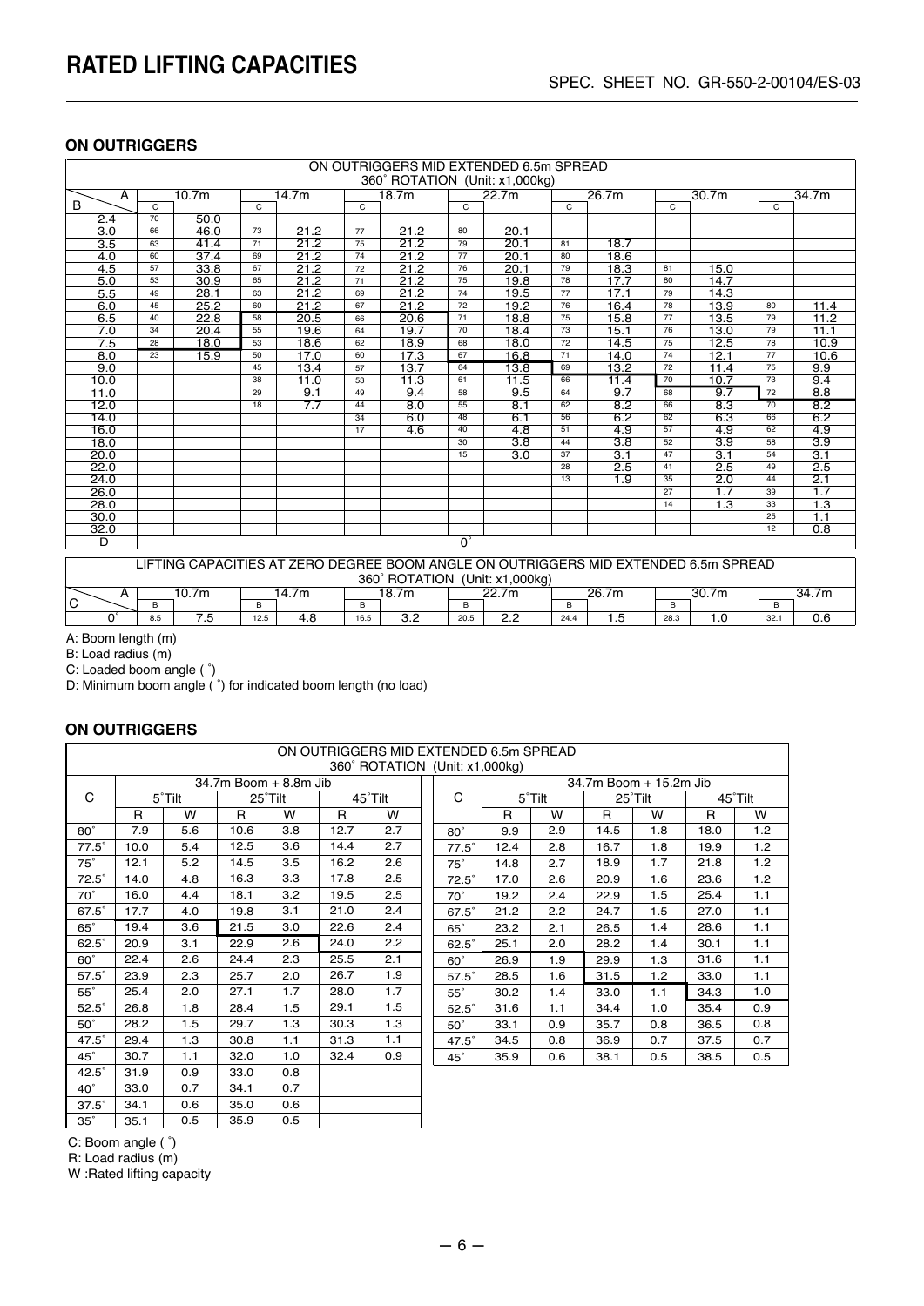# RATED LIFTING CAPACITIES

SPEC. SHEET NO. GR-550-2-00104/ES-03

## ON OUTRIGGERS

ON OUTRIGGERS MID EXTENDED 6.5m SPREAD
360˚ ROTATION (Unit: x1,000kg)

| B \ A | C | 10.7m | C | 14.7m | C | 18.7m | C | 22.7m | C | 26.7m | C | 30.7m | C | 34.7m |
|---|---|---|---|---|---|---|---|---|---|---|---|---|---|---|
| 2.4 | 70 | 50.0 | | | | | | | | | | | | |
| 3.0 | 66 | 46.0 | 73 | 21.2 | 77 | 21.2 | 80 | 20.1 | | | | | | |
| 3.5 | 63 | 41.4 | 71 | 21.2 | 75 | 21.2 | 79 | 20.1 | 81 | 18.7 | | | | |
| 4.0 | 60 | 37.4 | 69 | 21.2 | 74 | 21.2 | 77 | 20.1 | 80 | 18.6 | | | | |
| 4.5 | 57 | 33.8 | 67 | 21.2 | 72 | 21.2 | 76 | 20.1 | 79 | 18.3 | 81 | 15.0 | | |
| 5.0 | 53 | 30.9 | 65 | 21.2 | 71 | 21.2 | 75 | 19.8 | 78 | 17.7 | 80 | 14.7 | | |
| 5.5 | 49 | 28.1 | 63 | 21.2 | 69 | 21.2 | 74 | 19.5 | 77 | 17.1 | 79 | 14.3 | | |
| 6.0 | 45 | 25.2 | 60 | 21.2 | 67 | 21.2 | 72 | 19.2 | 76 | 16.4 | 78 | 13.9 | 80 | 11.4 |
| 6.5 | 40 | 22.8 | 58 | 20.5 | 66 | 20.6 | 71 | 18.8 | 75 | 15.8 | 77 | 13.5 | 79 | 11.2 |
| 7.0 | 34 | 20.4 | 55 | 19.6 | 64 | 19.7 | 70 | 18.4 | 73 | 15.1 | 76 | 13.0 | 79 | 11.1 |
| 7.5 | 28 | 18.0 | 53 | 18.6 | 62 | 18.9 | 68 | 18.0 | 72 | 14.5 | 75 | 12.5 | 78 | 10.9 |
| 8.0 | 23 | 15.9 | 50 | 17.0 | 60 | 17.3 | 67 | 16.8 | 71 | 14.0 | 74 | 12.1 | 77 | 10.6 |
| 9.0 | | | 45 | 13.4 | 57 | 13.7 | 64 | 13.8 | 69 | 13.2 | 72 | 11.4 | 75 | 9.9 |
| 10.0 | | | 38 | 11.0 | 53 | 11.3 | 61 | 11.5 | 66 | 11.4 | 70 | 10.7 | 73 | 9.4 |
| 11.0 | | | 29 | 9.1 | 49 | 9.4 | 58 | 9.5 | 64 | 9.7 | 68 | 9.7 | 72 | 8.8 |
| 12.0 | | | 18 | 7.7 | 44 | 8.0 | 55 | 8.1 | 62 | 8.2 | 66 | 8.3 | 70 | 8.2 |
| 14.0 | | | | | 34 | 6.0 | 48 | 6.1 | 56 | 6.2 | 62 | 6.3 | 66 | 6.2 |
| 16.0 | | | | | 17 | 4.6 | 40 | 4.8 | 51 | 4.9 | 57 | 4.9 | 62 | 4.9 |
| 18.0 | | | | | | | 30 | 3.8 | 44 | 3.8 | 52 | 3.9 | 58 | 3.9 |
| 20.0 | | | | | | | 15 | 3.0 | 37 | 3.1 | 47 | 3.1 | 54 | 3.1 |
| 22.0 | | | | | | | | | 28 | 2.5 | 41 | 2.5 | 49 | 2.5 |
| 24.0 | | | | | | | | | 13 | 1.9 | 35 | 2.0 | 44 | 2.1 |
| 26.0 | | | | | | | | | | | 27 | 1.7 | 39 | 1.7 |
| 28.0 | | | | | | | | | | | 14 | 1.3 | 33 | 1.3 |
| 30.0 | | | | | | | | | | | | | 25 | 1.1 |
| 32.0 | | | | | | | | | | | | | 12 | 0.8 |
| D | 0˚ | | | | | | | | | | | | | |

LIFTING CAPACITIES AT ZERO DEGREE BOOM ANGLE ON OUTRIGGERS MID EXTENDED 6.5m SPREAD
360˚ ROTATION (Unit: x1,000kg)

| C \ A | B | 10.7m | B | 14.7m | B | 18.7m | B | 22.7m | B | 26.7m | B | 30.7m | B | 34.7m |
|---|---|---|---|---|---|---|---|---|---|---|---|---|---|---|
| 0˚ | 8.5 | 7.5 | 12.5 | 4.8 | 16.5 | 3.2 | 20.5 | 2.2 | 24.4 | 1.5 | 28.3 | 1.0 | 32.1 | 0.6 |

A: Boom length (m)
B: Load radius (m)
C: Loaded boom angle ( ˚)
D: Minimum boom angle ( ˚) for indicated boom length (no load)

## ON OUTRIGGERS

ON OUTRIGGERS MID EXTENDED 6.5m SPREAD
360˚ ROTATION (Unit: x1,000kg)

| C | 34.7m Boom + 8.8m Jib | | | | | |
|---|---|---|---|---|---|---|
| | 5˚Tilt | | 25˚Tilt | | 45˚Tilt | |
| | R | W | R | W | R | W |
| 80˚ | 7.9 | 5.6 | 10.6 | 3.8 | 12.7 | 2.7 |
| 77.5˚ | 10.0 | 5.4 | 12.5 | 3.6 | 14.4 | 2.7 |
| 75˚ | 12.1 | 5.2 | 14.5 | 3.5 | 16.2 | 2.6 |
| 72.5˚ | 14.0 | 4.8 | 16.3 | 3.3 | 17.8 | 2.5 |
| 70˚ | 16.0 | 4.4 | 18.1 | 3.2 | 19.5 | 2.5 |
| 67.5˚ | 17.7 | 4.0 | 19.8 | 3.1 | 21.0 | 2.4 |
| 65˚ | 19.4 | 3.6 | 21.5 | 3.0 | 22.6 | 2.4 |
| 62.5˚ | 20.9 | 3.1 | 22.9 | 2.6 | 24.0 | 2.2 |
| 60˚ | 22.4 | 2.6 | 24.4 | 2.3 | 25.5 | 2.1 |
| 57.5˚ | 23.9 | 2.3 | 25.7 | 2.0 | 26.7 | 1.9 |
| 55˚ | 25.4 | 2.0 | 27.1 | 1.7 | 28.0 | 1.7 |
| 52.5˚ | 26.8 | 1.8 | 28.4 | 1.5 | 29.1 | 1.5 |
| 50˚ | 28.2 | 1.5 | 29.7 | 1.3 | 30.3 | 1.3 |
| 47.5˚ | 29.4 | 1.3 | 30.8 | 1.1 | 31.3 | 1.1 |
| 45˚ | 30.7 | 1.1 | 32.0 | 1.0 | 32.4 | 0.9 |
| 42.5˚ | 31.9 | 0.9 | 33.0 | 0.8 | | |
| 40˚ | 33.0 | 0.7 | 34.1 | 0.7 | | |
| 37.5˚ | 34.1 | 0.6 | 35.0 | 0.6 | | |
| 35˚ | 35.1 | 0.5 | 35.9 | 0.5 | | |

| C | 34.7m Boom + 15.2m Jib | | | | | |
|---|---|---|---|---|---|---|
| | 5˚Tilt | | 25˚Tilt | | 45˚Tilt | |
| | R | W | R | W | R | W |
| 80˚ | 9.9 | 2.9 | 14.5 | 1.8 | 18.0 | 1.2 |
| 77.5˚ | 12.4 | 2.8 | 16.7 | 1.8 | 19.9 | 1.2 |
| 75˚ | 14.8 | 2.7 | 18.9 | 1.7 | 21.8 | 1.2 |
| 72.5˚ | 17.0 | 2.6 | 20.9 | 1.6 | 23.6 | 1.2 |
| 70˚ | 19.2 | 2.4 | 22.9 | 1.5 | 25.4 | 1.1 |
| 67.5˚ | 21.2 | 2.2 | 24.7 | 1.5 | 27.0 | 1.1 |
| 65˚ | 23.2 | 2.1 | 26.5 | 1.4 | 28.6 | 1.1 |
| 62.5˚ | 25.1 | 2.0 | 28.2 | 1.4 | 30.1 | 1.1 |
| 60˚ | 26.9 | 1.9 | 29.9 | 1.3 | 31.6 | 1.1 |
| 57.5˚ | 28.5 | 1.6 | 31.5 | 1.2 | 33.0 | 1.1 |
| 55˚ | 30.2 | 1.4 | 33.0 | 1.1 | 34.3 | 1.0 |
| 52.5˚ | 31.6 | 1.1 | 34.4 | 1.0 | 35.4 | 0.9 |
| 50˚ | 33.1 | 0.9 | 35.7 | 0.8 | 36.5 | 0.8 |
| 47.5˚ | 34.5 | 0.8 | 36.9 | 0.7 | 37.5 | 0.7 |
| 45˚ | 35.9 | 0.6 | 38.1 | 0.5 | 38.5 | 0.5 |

C: Boom angle ( ˚)
R: Load radius (m)
W :Rated lifting capacity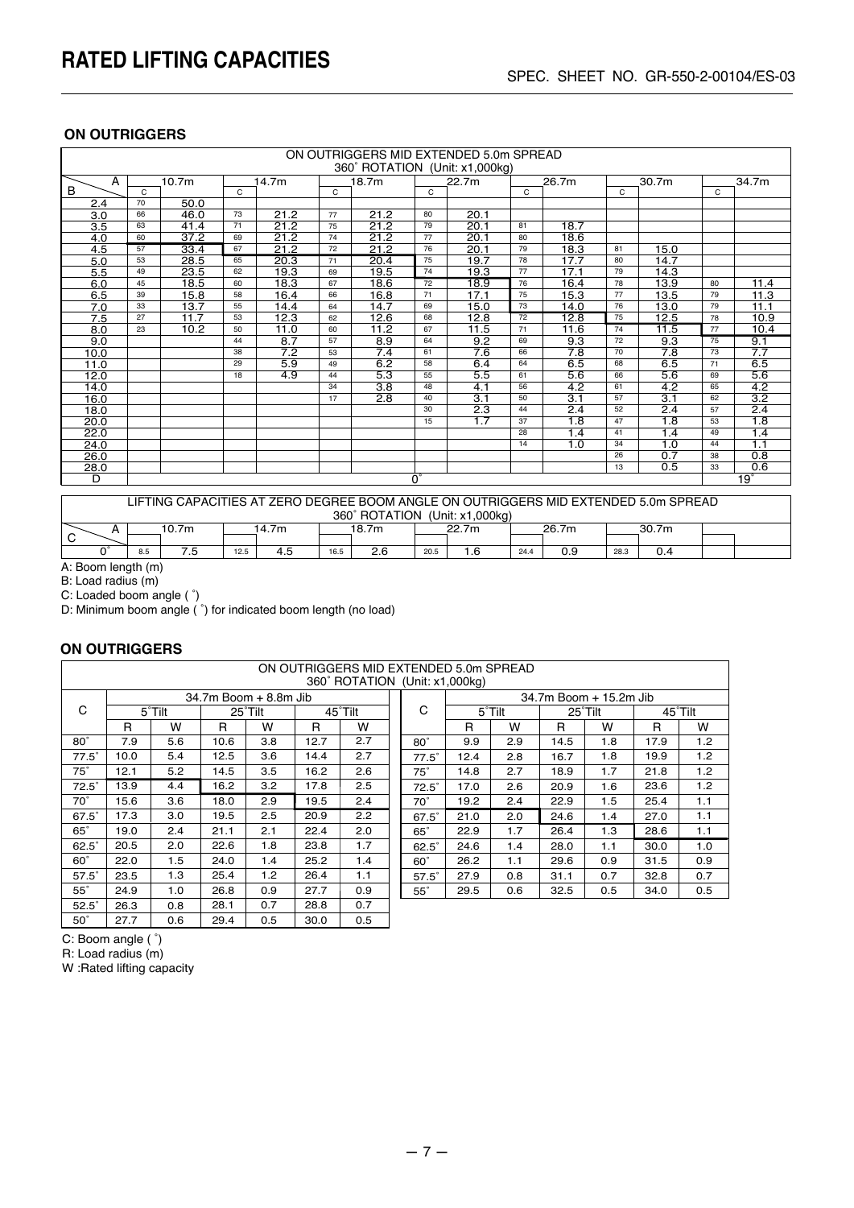# RATED LIFTING CAPACITIES

SPEC. SHEET NO. GR-550-2-00104/ES-03

### ON OUTRIGGERS

| ON OUTRIGGERS MID EXTENDED 5.0m SPREAD 360˚ ROTATION (Unit: x1,000kg) | | | | | | | | | | | | | | |
|---|---|---|---|---|---|---|---|---|---|---|---|---|---|---|
| B \ A | C | 10.7m | C | 14.7m | C | 18.7m | C | 22.7m | C | 26.7m | C | 30.7m | C | 34.7m |
| 2.4 | 70 | 50.0 | | | | | | | | | | | | |
| 3.0 | 66 | 46.0 | 73 | 21.2 | 77 | 21.2 | 80 | 20.1 | | | | | | |
| 3.5 | 63 | 41.4 | 71 | 21.2 | 75 | 21.2 | 79 | 20.1 | 81 | 18.7 | | | | |
| 4.0 | 60 | 37.2 | 69 | 21.2 | 74 | 21.2 | 77 | 20.1 | 80 | 18.6 | | | | |
| 4.5 | 57 | 33.4 | 67 | 21.2 | 72 | 21.2 | 76 | 20.1 | 79 | 18.3 | 81 | 15.0 | | |
| 5.0 | 53 | 28.5 | 65 | 20.3 | 71 | 20.4 | 75 | 19.7 | 78 | 17.7 | 80 | 14.7 | | |
| 5.5 | 49 | 23.5 | 62 | 19.3 | 69 | 19.5 | 74 | 19.3 | 77 | 17.1 | 79 | 14.3 | | |
| 6.0 | 45 | 18.5 | 60 | 18.3 | 67 | 18.6 | 72 | 18.9 | 76 | 16.4 | 78 | 13.9 | 80 | 11.4 |
| 6.5 | 39 | 15.8 | 58 | 16.4 | 66 | 16.8 | 71 | 17.1 | 75 | 15.3 | 77 | 13.5 | 79 | 11.3 |
| 7.0 | 33 | 13.7 | 55 | 14.4 | 64 | 14.7 | 69 | 15.0 | 73 | 14.0 | 76 | 13.0 | 79 | 11.1 |
| 7.5 | 27 | 11.7 | 53 | 12.3 | 62 | 12.6 | 68 | 12.8 | 72 | 12.8 | 75 | 12.5 | 78 | 10.9 |
| 8.0 | 23 | 10.2 | 50 | 11.0 | 60 | 11.2 | 67 | 11.5 | 71 | 11.6 | 74 | 11.5 | 77 | 10.4 |
| 9.0 | | | 44 | 8.7 | 57 | 8.9 | 64 | 9.2 | 69 | 9.3 | 72 | 9.3 | 75 | 9.1 |
| 10.0 | | | 38 | 7.2 | 53 | 7.4 | 61 | 7.6 | 66 | 7.8 | 70 | 7.8 | 73 | 7.7 |
| 11.0 | | | 29 | 5.9 | 49 | 6.2 | 58 | 6.4 | 64 | 6.5 | 68 | 6.5 | 71 | 6.5 |
| 12.0 | | | 18 | 4.9 | 44 | 5.3 | 55 | 5.5 | 61 | 5.6 | 66 | 5.6 | 69 | 5.6 |
| 14.0 | | | | | 34 | 3.8 | 48 | 4.1 | 56 | 4.2 | 61 | 4.2 | 65 | 4.2 |
| 16.0 | | | | | 17 | 2.8 | 40 | 3.1 | 50 | 3.1 | 57 | 3.1 | 62 | 3.2 |
| 18.0 | | | | | | | 30 | 2.3 | 44 | 2.4 | 52 | 2.4 | 57 | 2.4 |
| 20.0 | | | | | | | 15 | 1.7 | 37 | 1.8 | 47 | 1.8 | 53 | 1.8 |
| 22.0 | | | | | | | | | 28 | 1.4 | 41 | 1.4 | 49 | 1.4 |
| 24.0 | | | | | | | | | 14 | 1.0 | 34 | 1.0 | 44 | 1.1 |
| 26.0 | | | | | | | | | | | 26 | 0.7 | 38 | 0.8 |
| 28.0 | | | | | | | | | | | 13 | 0.5 | 33 | 0.6 |
| D | 0˚ | | | | | | | | | | | | 19˚ | |

| LIFTING CAPACITIES AT ZERO DEGREE BOOM ANGLE ON OUTRIGGERS MID EXTENDED 5.0m SPREAD 360˚ ROTATION (Unit: x1,000kg) | | | | | | | | | | | | | |
|---|---|---|---|---|---|---|---|---|---|---|---|---|---|
| C \ A | | 10.7m | | 14.7m | | 18.7m | | 22.7m | | 26.7m | | 30.7m | |
| 0˚ | 8.5 | 7.5 | 12.5 | 4.5 | 16.5 | 2.6 | 20.5 | 1.6 | 24.4 | 0.9 | 28.3 | 0.4 | |

A: Boom length (m)

B: Load radius (m)

C: Loaded boom angle ( ˚)

D: Minimum boom angle ( ˚) for indicated boom length (no load)

### ON OUTRIGGERS

ON OUTRIGGERS MID EXTENDED 5.0m SPREAD 360˚ ROTATION (Unit: x1,000kg)

| C | 34.7m Boom + 8.8m Jib | | | | | |
|---|---|---|---|---|---|---|
| | 5˚Tilt | | 25˚Tilt | | 45˚Tilt | |
| | R | W | R | W | R | W |
| 80˚ | 7.9 | 5.6 | 10.6 | 3.8 | 12.7 | 2.7 |
| 77.5˚ | 10.0 | 5.4 | 12.5 | 3.6 | 14.4 | 2.7 |
| 75˚ | 12.1 | 5.2 | 14.5 | 3.5 | 16.2 | 2.6 |
| 72.5˚ | 13.9 | 4.4 | 16.2 | 3.2 | 17.8 | 2.5 |
| 70˚ | 15.6 | 3.6 | 18.0 | 2.9 | 19.5 | 2.4 |
| 67.5˚ | 17.3 | 3.0 | 19.5 | 2.5 | 20.9 | 2.2 |
| 65˚ | 19.0 | 2.4 | 21.1 | 2.1 | 22.4 | 2.0 |
| 62.5˚ | 20.5 | 2.0 | 22.6 | 1.8 | 23.8 | 1.7 |
| 60˚ | 22.0 | 1.5 | 24.0 | 1.4 | 25.2 | 1.4 |
| 57.5˚ | 23.5 | 1.3 | 25.4 | 1.2 | 26.4 | 1.1 |
| 55˚ | 24.9 | 1.0 | 26.8 | 0.9 | 27.7 | 0.9 |
| 52.5˚ | 26.3 | 0.8 | 28.1 | 0.7 | 28.8 | 0.7 |
| 50˚ | 27.7 | 0.6 | 29.4 | 0.5 | 30.0 | 0.5 |

| C | 34.7m Boom + 15.2m Jib | | | | | |
|---|---|---|---|---|---|---|
| | 5˚Tilt | | 25˚Tilt | | 45˚Tilt | |
| | R | W | R | W | R | W |
| 80˚ | 9.9 | 2.9 | 14.5 | 1.8 | 17.9 | 1.2 |
| 77.5˚ | 12.4 | 2.8 | 16.7 | 1.8 | 19.9 | 1.2 |
| 75˚ | 14.8 | 2.7 | 18.9 | 1.7 | 21.8 | 1.2 |
| 72.5˚ | 17.0 | 2.6 | 20.9 | 1.6 | 23.6 | 1.2 |
| 70˚ | 19.2 | 2.4 | 22.9 | 1.5 | 25.4 | 1.1 |
| 67.5˚ | 21.0 | 2.0 | 24.6 | 1.4 | 27.0 | 1.1 |
| 65˚ | 22.9 | 1.7 | 26.4 | 1.3 | 28.6 | 1.1 |
| 62.5˚ | 24.6 | 1.4 | 28.0 | 1.1 | 30.0 | 1.0 |
| 60˚ | 26.2 | 1.1 | 29.6 | 0.9 | 31.5 | 0.9 |
| 57.5˚ | 27.9 | 0.8 | 31.1 | 0.7 | 32.8 | 0.7 |
| 55˚ | 29.5 | 0.6 | 32.5 | 0.5 | 34.0 | 0.5 |

C: Boom angle ( ˚)

R: Load radius (m)

W :Rated lifting capacity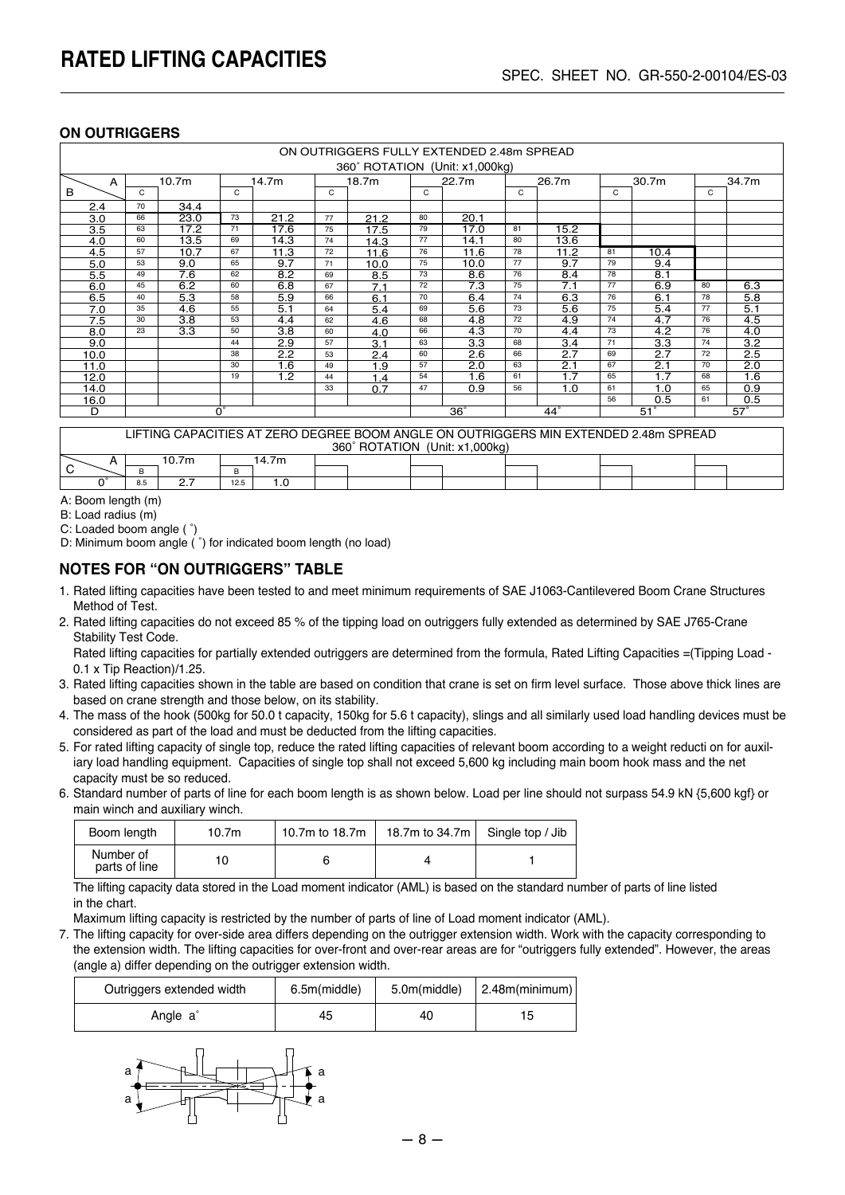# RATED LIFTING CAPACITIES

SPEC. SHEET NO. GR-550-2-00104/ES-03

### ON OUTRIGGERS

ON OUTRIGGERS FULLY EXTENDED 2.48m SPREAD
360° ROTATION (Unit: x1,000kg)

| B \ A | C | 10.7m | C | 14.7m | C | 18.7m | C | 22.7m | C | 26.7m | C | 30.7m | C | 34.7m |
|---|---|---|---|---|---|---|---|---|---|---|---|---|---|---|
| 2.4 | 70 | 34.4 | | | | | | | | | | | | |
| 3.0 | 66 | 23.0 | 73 | 21.2 | 77 | 21.2 | 80 | 20.1 | | | | | | |
| 3.5 | 63 | 17.2 | 71 | 17.6 | 75 | 17.5 | 79 | 17.0 | 81 | 15.2 | | | | |
| 4.0 | 60 | 13.5 | 69 | 14.3 | 74 | 14.3 | 77 | 14.1 | 80 | 13.6 | | | | |
| 4.5 | 57 | 10.7 | 67 | 11.3 | 72 | 11.6 | 76 | 11.6 | 78 | 11.2 | 81 | 10.4 | | |
| 5.0 | 53 | 9.0 | 65 | 9.7 | 71 | 10.0 | 75 | 10.0 | 77 | 9.7 | 79 | 9.4 | | |
| 5.5 | 49 | 7.6 | 62 | 8.2 | 69 | 8.5 | 73 | 8.6 | 76 | 8.4 | 78 | 8.1 | | |
| 6.0 | 45 | 6.2 | 60 | 6.8 | 67 | 7.1 | 72 | 7.3 | 75 | 7.1 | 77 | 6.9 | 80 | 6.3 |
| 6.5 | 40 | 5.3 | 58 | 5.9 | 66 | 6.1 | 70 | 6.4 | 74 | 6.3 | 76 | 6.1 | 78 | 5.8 |
| 7.0 | 35 | 4.6 | 55 | 5.1 | 64 | 5.4 | 69 | 5.6 | 73 | 5.6 | 75 | 5.4 | 77 | 5.1 |
| 7.5 | 30 | 3.8 | 53 | 4.4 | 62 | 4.6 | 68 | 4.8 | 72 | 4.9 | 74 | 4.7 | 76 | 4.5 |
| 8.0 | 23 | 3.3 | 50 | 3.8 | 60 | 4.0 | 66 | 4.3 | 70 | 4.4 | 73 | 4.2 | 76 | 4.0 |
| 9.0 | | | 44 | 2.9 | 57 | 3.1 | 63 | 3.3 | 68 | 3.4 | 71 | 3.3 | 74 | 3.2 |
| 10.0 | | | 38 | 2.2 | 53 | 2.4 | 60 | 2.6 | 66 | 2.7 | 69 | 2.7 | 72 | 2.5 |
| 11.0 | | | 30 | 1.6 | 49 | 1.9 | 57 | 2.0 | 63 | 2.1 | 67 | 2.1 | 70 | 2.0 |
| 12.0 | | | 19 | 1.2 | 44 | 1.4 | 54 | 1.6 | 61 | 1.7 | 65 | 1.7 | 68 | 1.6 |
| 14.0 | | | | | 33 | 0.7 | 47 | 0.9 | 56 | 1.0 | 61 | 1.0 | 65 | 0.9 |
| 16.0 | | | | | | | | | | | 56 | 0.5 | 61 | 0.5 |
| D | | 0° | | | | | | 36° | | 44° | | 51° | | 57° |

LIFTING CAPACITIES AT ZERO DEGREE BOOM ANGLE ON OUTRIGGERS MIN EXTENDED 2.48m SPREAD
360° ROTATION (Unit: x1,000kg)

| C \ A | B | 10.7m | B | 14.7m |
|---|---|---|---|---|
| 0° | 8.5 | 2.7 | 12.5 | 1.0 |

A: Boom length (m)
B: Load radius (m)
C: Loaded boom angle (°)
D: Minimum boom angle (°) for indicated boom length (no load)

## NOTES FOR "ON OUTRIGGERS" TABLE

1. Rated lifting capacities have been tested to and meet minimum requirements of SAE J1063-Cantilevered Boom Crane Structures Method of Test.
2. Rated lifting capacities do not exceed 85 % of the tipping load on outriggers fully extended as determined by SAE J765-Crane Stability Test Code.
   Rated lifting capacities for partially extended outriggers are determined from the formula, Rated Lifting Capacities =(Tipping Load - 0.1 x Tip Reaction)/1.25.
3. Rated lifting capacities shown in the table are based on condition that crane is set on firm level surface. Those above thick lines are based on crane strength and those below, on its stability.
4. The mass of the hook (500kg for 50.0 t capacity, 150kg for 5.6 t capacity), slings and all similarly used load handling devices must be considered as part of the load and must be deducted from the lifting capacities.
5. For rated lifting capacity of single top, reduce the rated lifting capacities of relevant boom according to a weight reducti on for auxiliary load handling equipment. Capacities of single top shall not exceed 5,600 kg including main boom hook mass and the net capacity must be so reduced.
6. Standard number of parts of line for each boom length is as shown below. Load per line should not surpass 54.9 kN {5,600 kgf} or main winch and auxiliary winch.

| Boom length | 10.7m | 10.7m to 18.7m | 18.7m to 34.7m | Single top / Jib |
|---|---|---|---|---|
| Number of parts of line | 10 | 6 | 4 | 1 |

   The lifting capacity data stored in the Load moment indicator (AML) is based on the standard number of parts of line listed in the chart.
   Maximum lifting capacity is restricted by the number of parts of line of Load moment indicator (AML).
7. The lifting capacity for over-side area differs depending on the outrigger extension width. Work with the capacity corresponding to the extension width. The lifting capacities for over-front and over-rear areas are for "outriggers fully extended". However, the areas (angle a) differ depending on the outrigger extension width.

| Outriggers extended width | 6.5m(middle) | 5.0m(middle) | 2.48m(minimum) |
|---|---|---|---|
| Angle a° | 45 | 40 | 15 |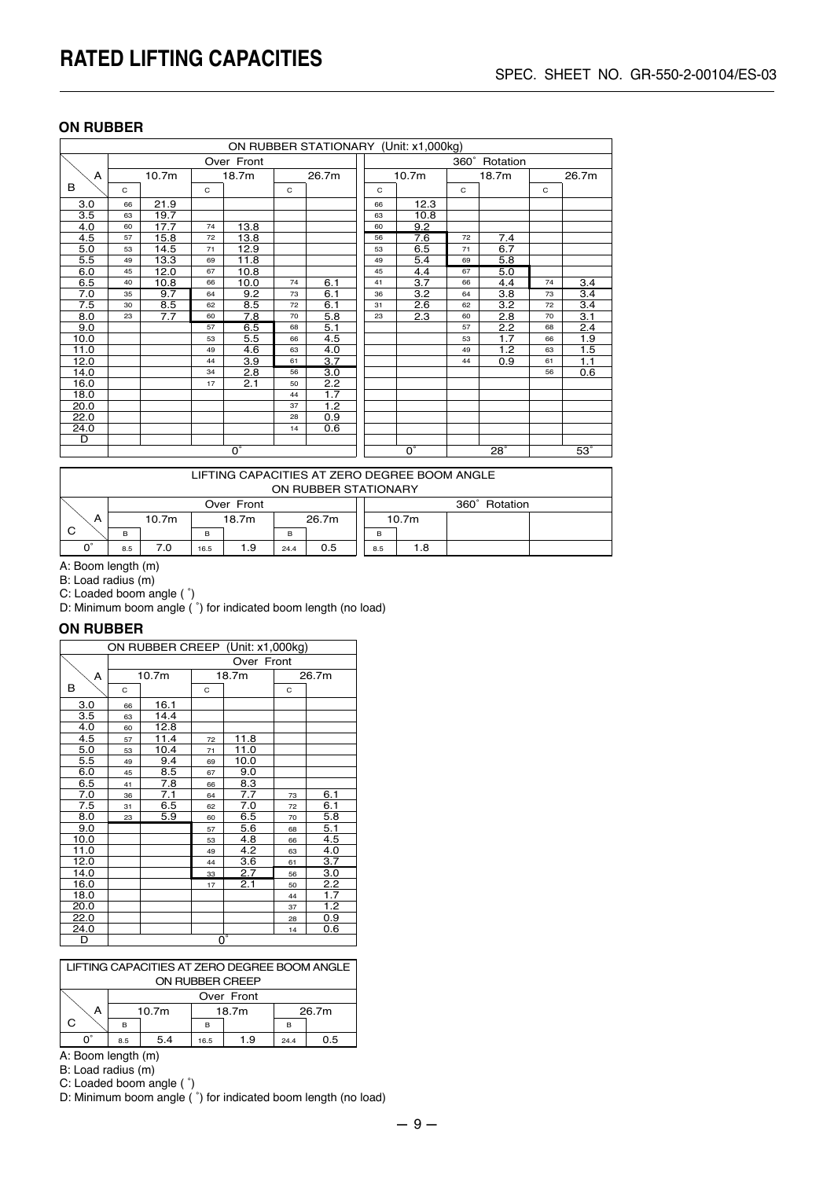# RATED LIFTING CAPACITIES

SPEC. SHEET NO. GR-550-2-00104/ES-03

## ON RUBBER

| ON RUBBER STATIONARY (Unit: x1,000kg) | | | | | | | | | | | | |
|---|---|---|---|---|---|---|---|---|---|---|---|---|
| | Over Front | | | | | | 360˚ Rotation | | | | | |
| A / B | 10.7m | | 18.7m | | 26.7m | | 10.7m | | 18.7m | | 26.7m | |
| | C | | C | | C | | C | | C | | C | |
| 3.0 | 66 | 21.9 | | | | | 66 | 12.3 | | | | |
| 3.5 | 63 | 19.7 | | | | | 63 | 10.8 | | | | |
| 4.0 | 60 | 17.7 | 74 | 13.8 | | | 60 | 9.2 | | | | |
| 4.5 | 57 | 15.8 | 72 | 13.8 | | | 56 | 7.6 | 72 | 7.4 | | |
| 5.0 | 53 | 14.5 | 71 | 12.9 | | | 53 | 6.5 | 71 | 6.7 | | |
| 5.5 | 49 | 13.3 | 69 | 11.8 | | | 49 | 5.4 | 69 | 5.8 | | |
| 6.0 | 45 | 12.0 | 67 | 10.8 | | | 45 | 4.4 | 67 | 5.0 | | |
| 6.5 | 40 | 10.8 | 66 | 10.0 | 74 | 6.1 | 41 | 3.7 | 66 | 4.4 | 74 | 3.4 |
| 7.0 | 35 | 9.7 | 64 | 9.2 | 73 | 6.1 | 36 | 3.2 | 64 | 3.8 | 73 | 3.4 |
| 7.5 | 30 | 8.5 | 62 | 8.5 | 72 | 6.1 | 31 | 2.6 | 62 | 3.2 | 72 | 3.4 |
| 8.0 | 23 | 7.7 | 60 | 7.8 | 70 | 5.8 | 23 | 2.3 | 60 | 2.8 | 70 | 3.1 |
| 9.0 | | | 57 | 6.5 | 68 | 5.1 | | | 57 | 2.2 | 68 | 2.4 |
| 10.0 | | | 53 | 5.5 | 66 | 4.5 | | | 53 | 1.7 | 66 | 1.9 |
| 11.0 | | | 49 | 4.6 | 63 | 4.0 | | | 49 | 1.2 | 63 | 1.5 |
| 12.0 | | | 44 | 3.9 | 61 | 3.7 | | | 44 | 0.9 | 61 | 1.1 |
| 14.0 | | | 34 | 2.8 | 56 | 3.0 | | | | | 56 | 0.6 |
| 16.0 | | | 17 | 2.1 | 50 | 2.2 | | | | | | |
| 18.0 | | | | | 44 | 1.7 | | | | | | |
| 20.0 | | | | | 37 | 1.2 | | | | | | |
| 22.0 | | | | | 28 | 0.9 | | | | | | |
| 24.0 | | | | | 14 | 0.6 | | | | | | |
| D | | | 0˚ | | | | | 0˚ | | 28˚ | | 53˚ |

| LIFTING CAPACITIES AT ZERO DEGREE BOOM ANGLE ON RUBBER STATIONARY | | | | | | | | | | |
|---|---|---|---|---|---|---|---|---|---|---|
| | Over Front | | | | | | 360˚ Rotation | | | |
| A / C | 10.7m | | 18.7m | | 26.7m | | 10.7m | | | |
| | B | | B | | B | | B | | | |
| 0˚ | 8.5 | 7.0 | 16.5 | 1.9 | 24.4 | 0.5 | 8.5 | 1.8 | | |

A: Boom length (m)
B: Load radius (m)
C: Loaded boom angle (˚)
D: Minimum boom angle (˚) for indicated boom length (no load)

## ON RUBBER

| ON RUBBER CREEP (Unit: x1,000kg) | | | | | | |
|---|---|---|---|---|---|---|
| | Over Front | | | | | |
| A / B | 10.7m | | 18.7m | | 26.7m | |
| | C | | C | | C | |
| 3.0 | 66 | 16.1 | | | | |
| 3.5 | 63 | 14.4 | | | | |
| 4.0 | 60 | 12.8 | | | | |
| 4.5 | 57 | 11.4 | 72 | 11.8 | | |
| 5.0 | 53 | 10.4 | 71 | 11.0 | | |
| 5.5 | 49 | 9.4 | 69 | 10.0 | | |
| 6.0 | 45 | 8.5 | 67 | 9.0 | | |
| 6.5 | 41 | 7.8 | 66 | 8.3 | | |
| 7.0 | 36 | 7.1 | 64 | 7.7 | 73 | 6.1 |
| 7.5 | 31 | 6.5 | 62 | 7.0 | 72 | 6.1 |
| 8.0 | 23 | 5.9 | 60 | 6.5 | 70 | 5.8 |
| 9.0 | | | 57 | 5.6 | 68 | 5.1 |
| 10.0 | | | 53 | 4.8 | 66 | 4.5 |
| 11.0 | | | 49 | 4.2 | 63 | 4.0 |
| 12.0 | | | 44 | 3.6 | 61 | 3.7 |
| 14.0 | | | 33 | 2.7 | 56 | 3.0 |
| 16.0 | | | 17 | 2.1 | 50 | 2.2 |
| 18.0 | | | | | 44 | 1.7 |
| 20.0 | | | | | 37 | 1.2 |
| 22.0 | | | | | 28 | 0.9 |
| 24.0 | | | | | 14 | 0.6 |
| D | | | 0˚ | | | |

| LIFTING CAPACITIES AT ZERO DEGREE BOOM ANGLE ON RUBBER CREEP | | | | | | |
|---|---|---|---|---|---|---|
| | Over Front | | | | | |
| A / C | 10.7m | | 18.7m | | 26.7m | |
| | B | | B | | B | |
| 0˚ | 8.5 | 5.4 | 16.5 | 1.9 | 24.4 | 0.5 |

A: Boom length (m)
B: Load radius (m)
C: Loaded boom angle (˚)
D: Minimum boom angle (˚) for indicated boom length (no load)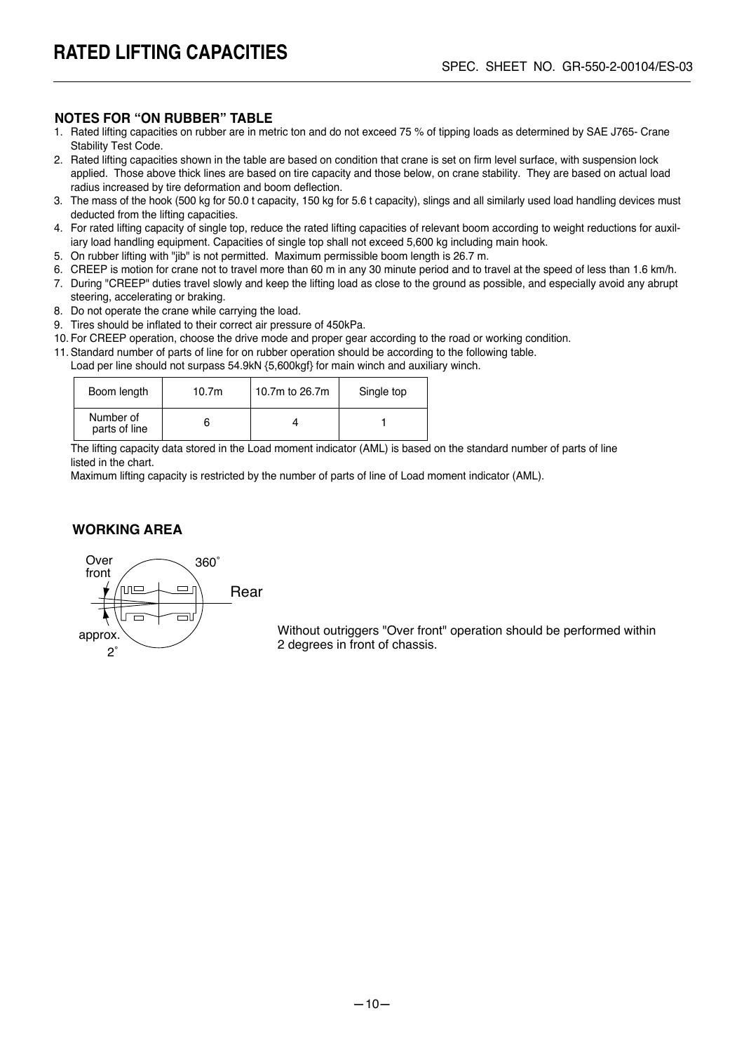# RATED LIFTING CAPACITIES

SPEC. SHEET NO. GR-550-2-00104/ES-03

### NOTES FOR "ON RUBBER" TABLE

1. Rated lifting capacities on rubber are in metric ton and do not exceed 75 % of tipping loads as determined by SAE J765- Crane Stability Test Code.
2. Rated lifting capacities shown in the table are based on condition that crane is set on firm level surface, with suspension lock applied. Those above thick lines are based on tire capacity and those below, on crane stability. They are based on actual load radius increased by tire deformation and boom deflection.
3. The mass of the hook (500 kg for 50.0 t capacity, 150 kg for 5.6 t capacity), slings and all similarly used load handling devices must deducted from the lifting capacities.
4. For rated lifting capacity of single top, reduce the rated lifting capacities of relevant boom according to weight reductions for auxiliary load handling equipment. Capacities of single top shall not exceed 5,600 kg including main hook.
5. On rubber lifting with "jib" is not permitted. Maximum permissible boom length is 26.7 m.
6. CREEP is motion for crane not to travel more than 60 m in any 30 minute period and to travel at the speed of less than 1.6 km/h.
7. During "CREEP" duties travel slowly and keep the lifting load as close to the ground as possible, and especially avoid any abrupt steering, accelerating or braking.
8. Do not operate the crane while carrying the load.
9. Tires should be inflated to their correct air pressure of 450kPa.
10. For CREEP operation, choose the drive mode and proper gear according to the road or working condition.
11. Standard number of parts of line for on rubber operation should be according to the following table.
    Load per line should not surpass 54.9kN {5,600kgf} for main winch and auxiliary winch.

| Boom length | 10.7m | 10.7m to 26.7m | Single top |
|---|---|---|---|
| Number of parts of line | 6 | 4 | 1 |

The lifting capacity data stored in the Load moment indicator (AML) is based on the standard number of parts of line listed in the chart.
Maximum lifting capacity is restricted by the number of parts of line of Load moment indicator (AML).

### WORKING AREA

Over front — 360˚ — Rear — approx. 2˚

Without outriggers "Over front" operation should be performed within 2 degrees in front of chassis.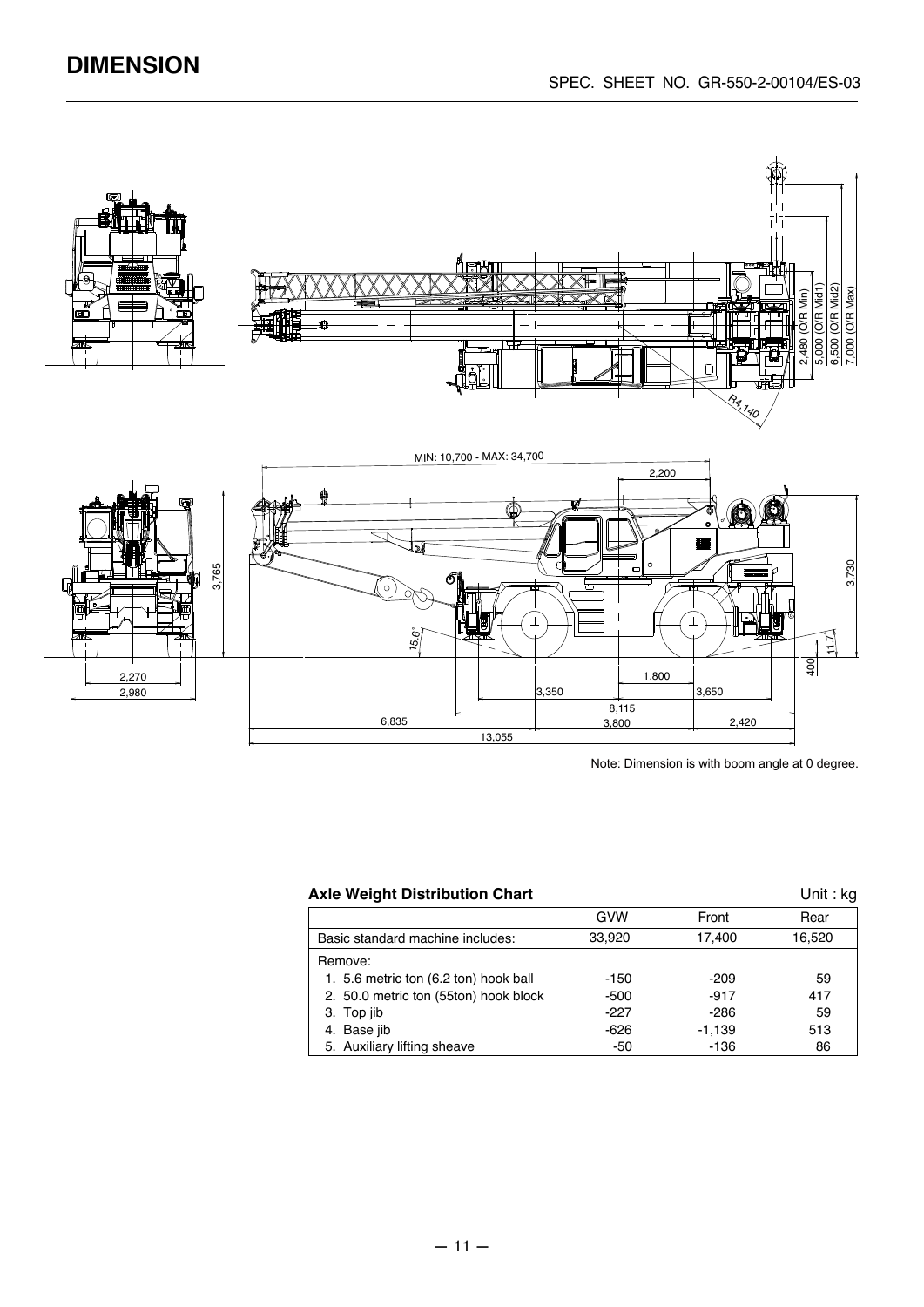# DIMENSION

SPEC. SHEET NO. GR-550-2-00104/ES-03

2,480 (O/R Min)
5,000 (O/R Mid1)
6,500 (O/R Mid2)
7,000 (O/R Max)

R4,140

MIN: 10,700 - MAX: 34,700

2,200

3,765

3,730

15.6°

11.7°

400

2,270
2,980

1,800
3,350
3,650
8,115
6,835
3,800
2,420
13,055

Note: Dimension is with boom angle at 0 degree.

**Axle Weight Distribution Chart** Unit : kg

| | GVW | Front | Rear |
|---|---|---|---|
| Basic standard machine includes: | 33,920 | 17,400 | 16,520 |
| Remove: | | | |
| 1. 5.6 metric ton (6.2 ton) hook ball | -150 | -209 | 59 |
| 2. 50.0 metric ton (55ton) hook block | -500 | -917 | 417 |
| 3. Top jib | -227 | -286 | 59 |
| 4. Base jib | -626 | -1,139 | 513 |
| 5. Auxiliary lifting sheave | -50 | -136 | 86 |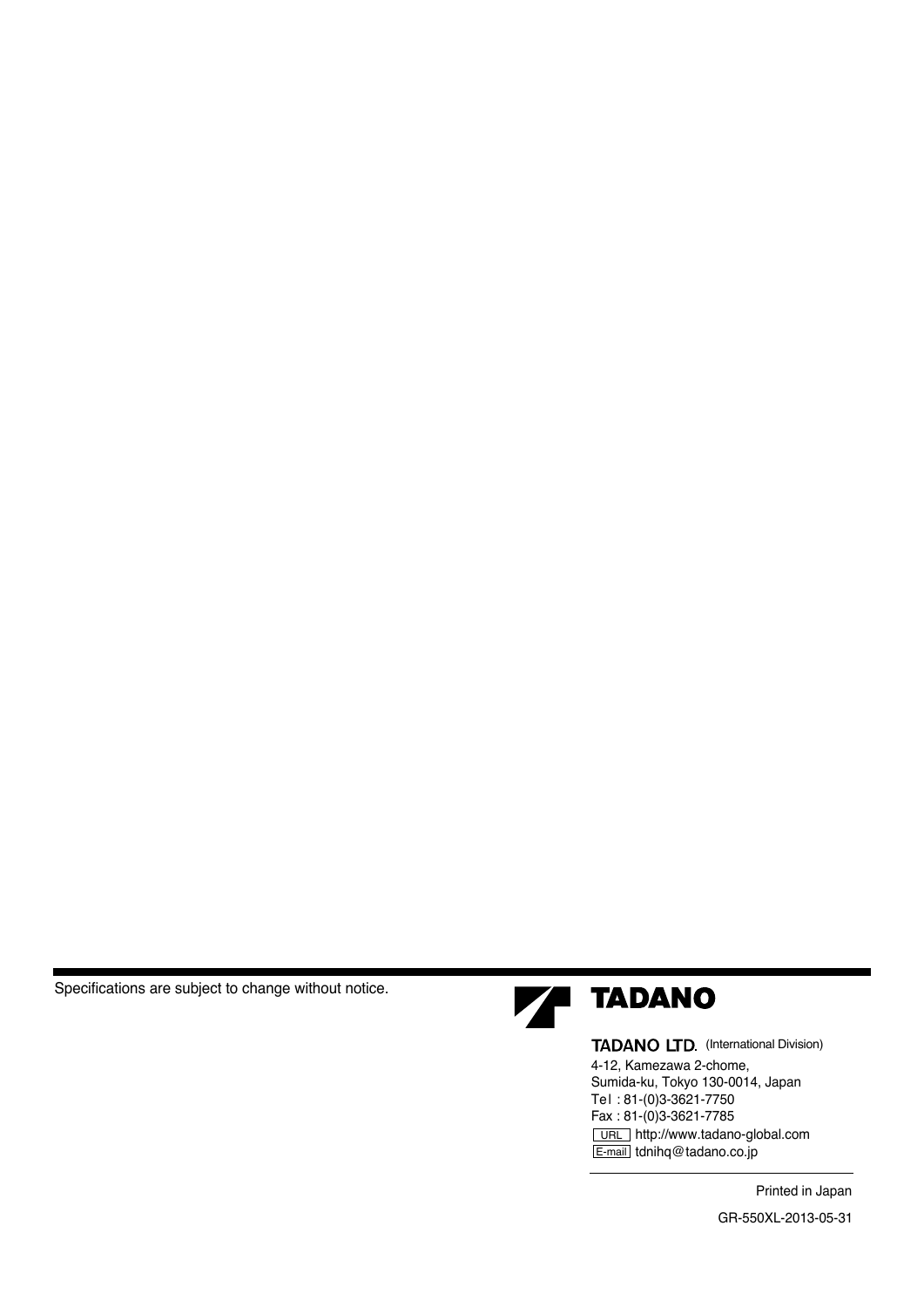Specifications are subject to change without notice.

**TADANO**

**TADANO LTD.** (International Division)

4-12, Kamezawa 2-chome,
Sumida-ku, Tokyo 130-0014, Japan
Tel : 81-(0)3-3621-7750
Fax : 81-(0)3-3621-7785
URL http://www.tadano-global.com
E-mail tdnihq@tadano.co.jp

Printed in Japan

GR-550XL-2013-05-31